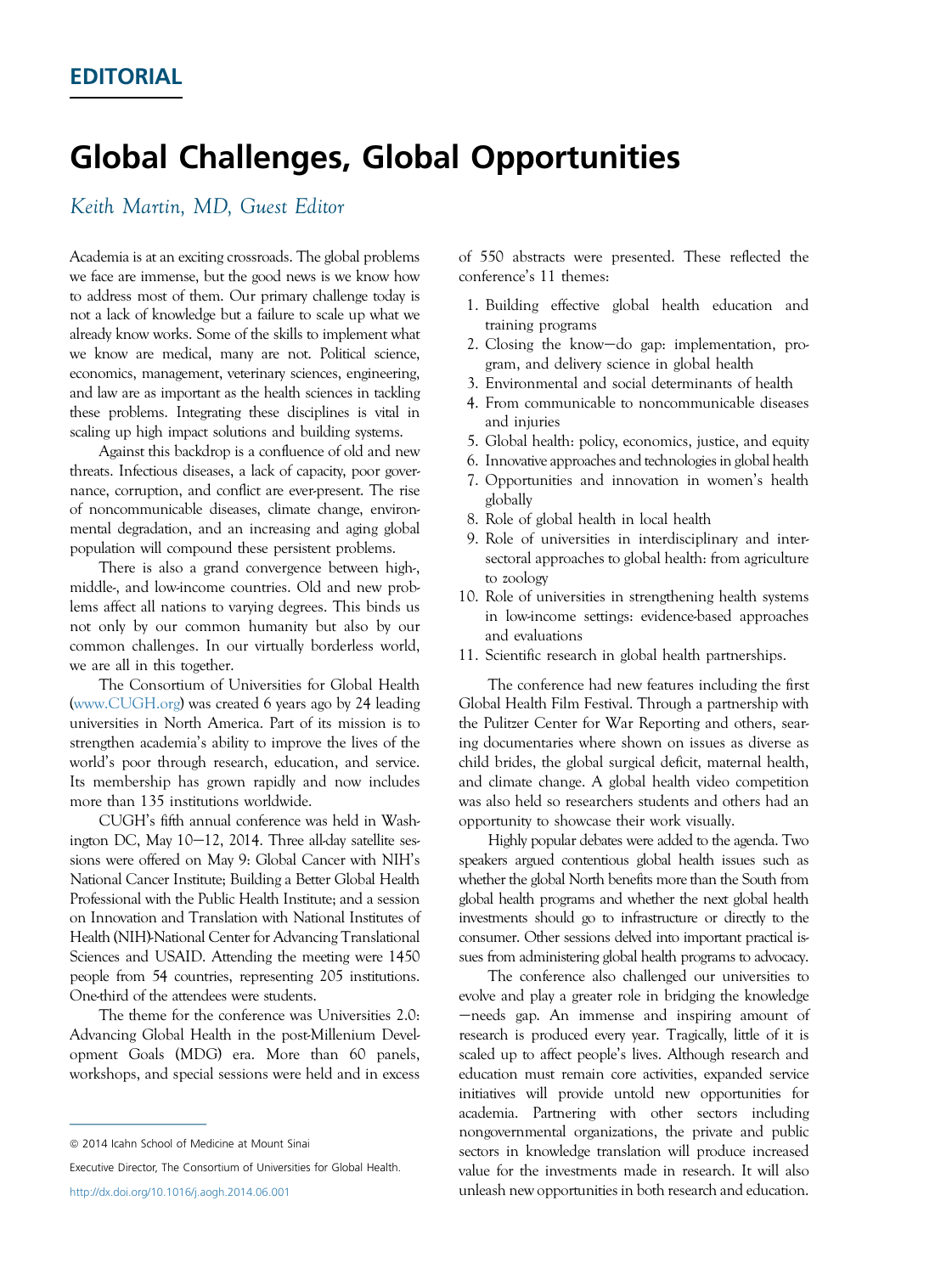EDITORIAL

# Global Challenges, Global Opportunities

*Keith Martin, MD, Guest Editor*

Academia is at an exciting crossroads. The global problems we face are immense, but the good news is we know how to address most of them. Our primary challenge today is not a lack of knowledge but a failure to scale up what we already know works. Some of the skills to implement what we know are medical, many are not. Political science, economics, management, veterinary sciences, engineering, and law are as important as the health sciences in tackling these problems. Integrating these disciplines is vital in scaling up high impact solutions and building systems.

Against this backdrop is a confluence of old and new threats. Infectious diseases, a lack of capacity, poor governance, corruption, and conflict are ever-present. The rise of noncommunicable diseases, climate change, environmental degradation, and an increasing and aging global population will compound these persistent problems.

There is also a grand convergence between high-, middle-, and low-income countries. Old and new problems affect all nations to varying degrees. This binds us not only by our common humanity but also by our common challenges. In our virtually borderless world, we are all in this together.

The Consortium of Universities for Global Health (www.CUGH.org) was created 6 years ago by 24 leading universities in North America. Part of its mission is to strengthen academia's ability to improve the lives of the world's poor through research, education, and service. Its membership has grown rapidly and now includes more than 135 institutions worldwide.

CUGH's fifth annual conference was held in Washington DC, May 10—12, 2014. Three all-day satellite sessions were offered on May 9: Global Cancer with NIH's National Cancer Institute; Building a Better Global Health Professional with the Public Health Institute; and a session on Innovation and Translation with National Institutes of Health (NIH)-National Center for Advancing Translational Sciences and USAID. Attending the meeting were 1450 people from 54 countries, representing 205 institutions. One-third of the attendees were students.

The theme for the conference was Universities 2.0: Advancing Global Health in the post-Millenium Development Goals (MDG) era. More than 60 panels, workshops, and special sessions were held and in excess of 550 abstracts were presented. These reflected the conference's 11 themes:

1. Building effective global health education and training programs
2. Closing the know—do gap: implementation, program, and delivery science in global health
3. Environmental and social determinants of health
4. From communicable to noncommunicable diseases and injuries
5. Global health: policy, economics, justice, and equity
6. Innovative approaches and technologies in global health
7. Opportunities and innovation in women's health globally
8. Role of global health in local health
9. Role of universities in interdisciplinary and intersectoral approaches to global health: from agriculture to zoology
10. Role of universities in strengthening health systems in low-income settings: evidence-based approaches and evaluations
11. Scientific research in global health partnerships.

The conference had new features including the first Global Health Film Festival. Through a partnership with the Pulitzer Center for War Reporting and others, searing documentaries where shown on issues as diverse as child brides, the global surgical deficit, maternal health, and climate change. A global health video competition was also held so researchers students and others had an opportunity to showcase their work visually.

Highly popular debates were added to the agenda. Two speakers argued contentious global health issues such as whether the global North benefits more than the South from global health programs and whether the next global health investments should go to infrastructure or directly to the consumer. Other sessions delved into important practical issues from administering global health programs to advocacy.

The conference also challenged our universities to evolve and play a greater role in bridging the knowledge—needs gap. An immense and inspiring amount of research is produced every year. Tragically, little of it is scaled up to affect people's lives. Although research and education must remain core activities, expanded service initiatives will provide untold new opportunities for academia. Partnering with other sectors including nongovernmental organizations, the private and public sectors in knowledge translation will produce increased value for the investments made in research. It will also unleash new opportunities in both research and education.

© 2014 Icahn School of Medicine at Mount Sinai

Executive Director, The Consortium of Universities for Global Health.

http://dx.doi.org/10.1016/j.aogh.2014.06.001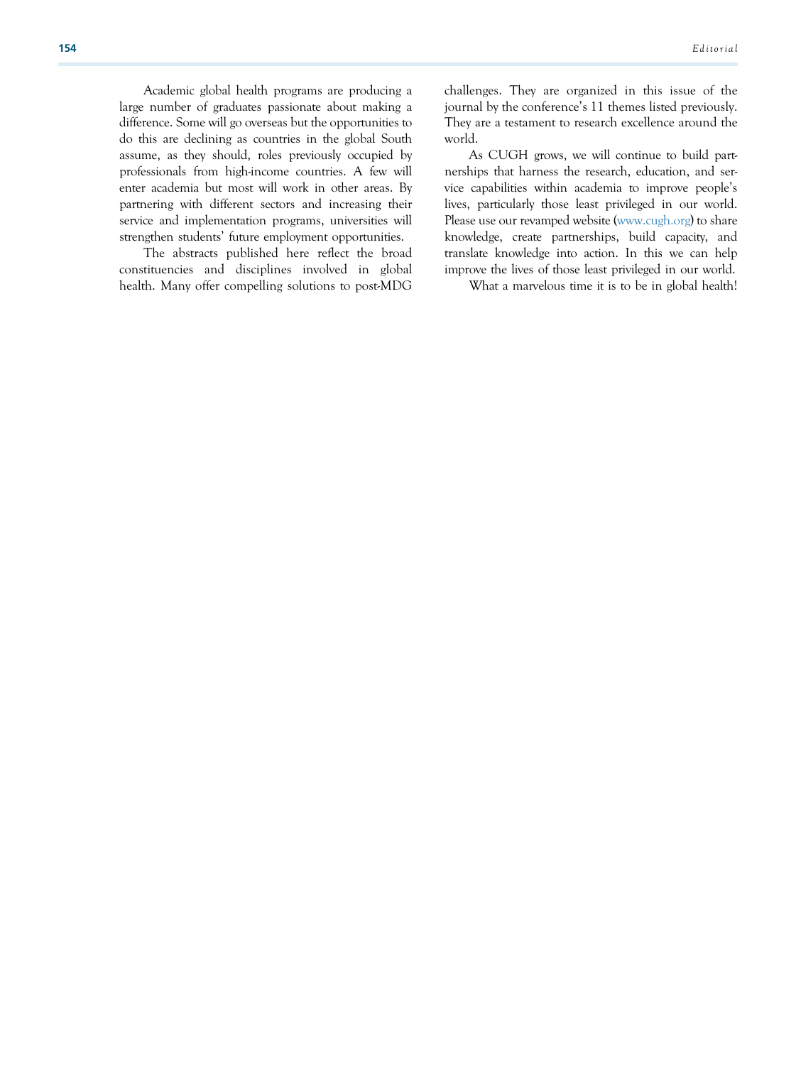Academic global health programs are producing a large number of graduates passionate about making a difference. Some will go overseas but the opportunities to do this are declining as countries in the global South assume, as they should, roles previously occupied by professionals from high-income countries. A few will enter academia but most will work in other areas. By partnering with different sectors and increasing their service and implementation programs, universities will strengthen students' future employment opportunities.

The abstracts published here reflect the broad constituencies and disciplines involved in global health. Many offer compelling solutions to post-MDG challenges. They are organized in this issue of the journal by the conference's 11 themes listed previously. They are a testament to research excellence around the world.

As CUGH grows, we will continue to build partnerships that harness the research, education, and service capabilities within academia to improve people's lives, particularly those least privileged in our world. Please use our revamped website (www.cugh.org) to share knowledge, create partnerships, build capacity, and translate knowledge into action. In this we can help improve the lives of those least privileged in our world.

What a marvelous time it is to be in global health!